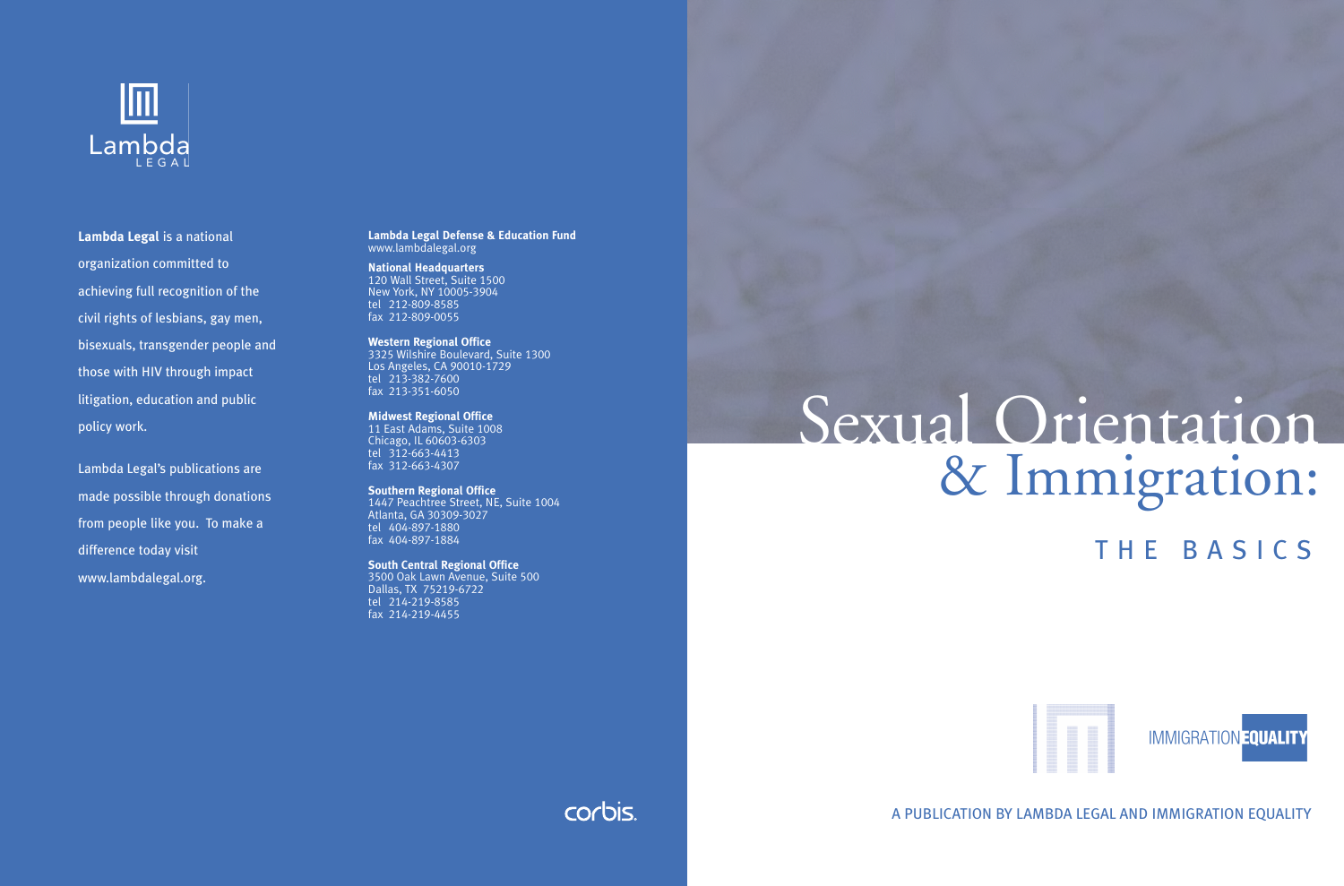Lambda Legal

**Lambda Legal** is a national organization committed to achieving full recognition of the civil rights of lesbians, gay men, bisexuals, transgender people and those with HIV through impact litigation, education and public policy work.

Lambda Legal's publications are made possible through donations from people like you. To make a difference today visit www.lambdalegal.org.

**Lambda Legal Defense & Education Fund**
www.lambdalegal.org

**National Headquarters**
120 Wall Street, Suite 1500
New York, NY 10005-3904
tel 212-809-8585
fax 212-809-0055

**Western Regional Office**
3325 Wilshire Boulevard, Suite 1300
Los Angeles, CA 90010-1729
tel 213-382-7600
fax 213-351-6050

**Midwest Regional Office**
11 East Adams, Suite 1008
Chicago, IL 60603-6303
tel 312-663-4413
fax 312-663-4307

**Southern Regional Office**
1447 Peachtree Street, NE, Suite 1004
Atlanta, GA 30309-3027
tel 404-897-1880
fax 404-897-1884

**South Central Regional Office**
3500 Oak Lawn Avenue, Suite 500
Dallas, TX 75219-6722
tel 214-219-8585
fax 214-219-4455

corbis.

# Sexual Orientation & Immigration:

## THE BASICS

IMMIGRATION EQUALITY

A PUBLICATION BY LAMBDA LEGAL AND IMMIGRATION EQUALITY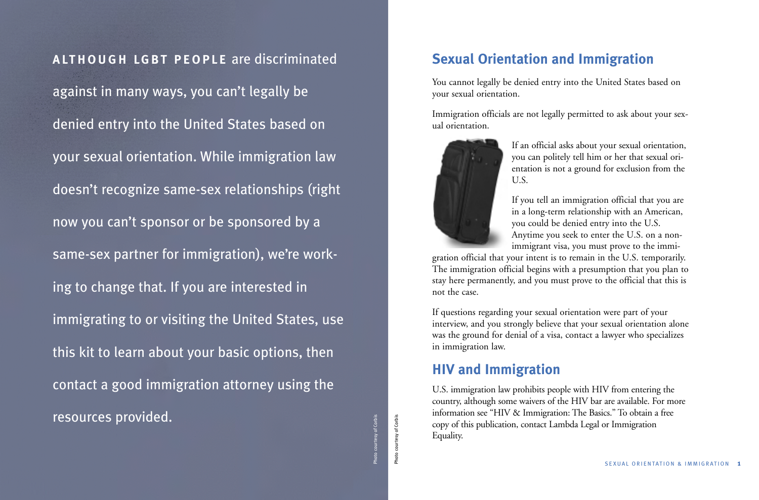**ALTHOUGH LGBT PEOPLE** are discriminated against in many ways, you can't legally be denied entry into the United States based on your sexual orientation. While immigration law doesn't recognize same-sex relationships (right now you can't sponsor or be sponsored by a same-sex partner for immigration), we're working to change that. If you are interested in immigrating to or visiting the United States, use this kit to learn about your basic options, then contact a good immigration attorney using the resources provided.

Photo courtesy of Corbis

## Sexual Orientation and Immigration

You cannot legally be denied entry into the United States based on your sexual orientation.

Immigration officials are not legally permitted to ask about your sexual orientation.

If an official asks about your sexual orientation, you can politely tell him or her that sexual orientation is not a ground for exclusion from the U.S.

If you tell an immigration official that you are in a long-term relationship with an American, you could be denied entry into the U.S. Anytime you seek to enter the U.S. on a nonimmigrant visa, you must prove to the immigration official that your intent is to remain in the U.S. temporarily. The immigration official begins with a presumption that you plan to stay here permanently, and you must prove to the official that this is not the case.

If questions regarding your sexual orientation were part of your interview, and you strongly believe that your sexual orientation alone was the ground for denial of a visa, contact a lawyer who specializes in immigration law.

## HIV and Immigration

U.S. immigration law prohibits people with HIV from entering the country, although some waivers of the HIV bar are available. For more information see "HIV & Immigration: The Basics." To obtain a free copy of this publication, contact Lambda Legal or Immigration Equality.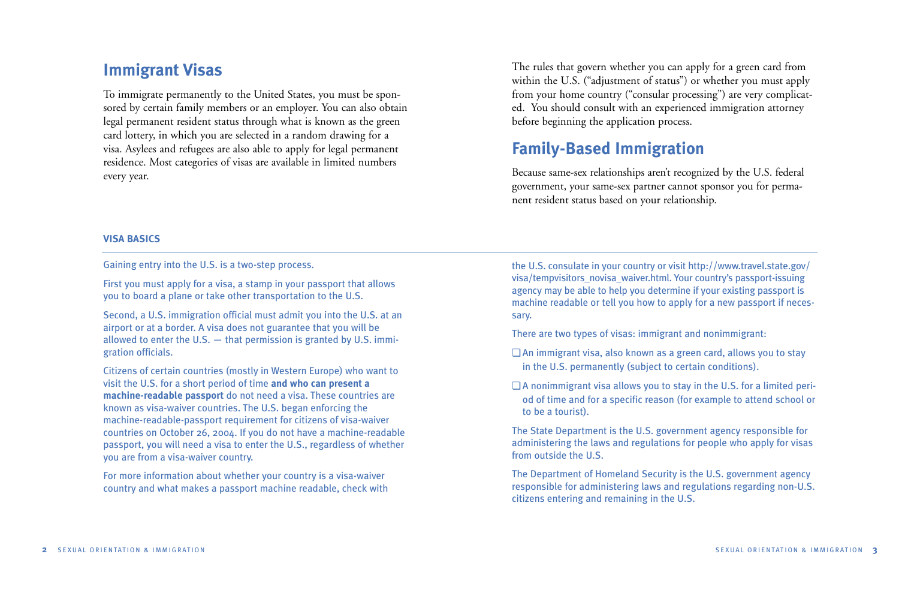## Immigrant Visas

To immigrate permanently to the United States, you must be sponsored by certain family members or an employer. You can also obtain legal permanent resident status through what is known as the green card lottery, in which you are selected in a random drawing for a visa. Asylees and refugees are also able to apply for legal permanent residence. Most categories of visas are available in limited numbers every year.

The rules that govern whether you can apply for a green card from within the U.S. ("adjustment of status") or whether you must apply from your home country ("consular processing") are very complicated. You should consult with an experienced immigration attorney before beginning the application process.

## Family-Based Immigration

Because same-sex relationships aren't recognized by the U.S. federal government, your same-sex partner cannot sponsor you for permanent resident status based on your relationship.

### VISA BASICS

Gaining entry into the U.S. is a two-step process.

First you must apply for a visa, a stamp in your passport that allows you to board a plane or take other transportation to the U.S.

Second, a U.S. immigration official must admit you into the U.S. at an airport or at a border. A visa does not guarantee that you will be allowed to enter the U.S. — that permission is granted by U.S. immigration officials.

Citizens of certain countries (mostly in Western Europe) who want to visit the U.S. for a short period of time **and who can present a machine-readable passport** do not need a visa. These countries are known as visa-waiver countries. The U.S. began enforcing the machine-readable-passport requirement for citizens of visa-waiver countries on October 26, 2004. If you do not have a machine-readable passport, you will need a visa to enter the U.S., regardless of whether you are from a visa-waiver country.

For more information about whether your country is a visa-waiver country and what makes a passport machine readable, check with the U.S. consulate in your country or visit http://www.travel.state.gov/visa/tempvisitors_novisa_waiver.html. Your country's passport-issuing agency may be able to help you determine if your existing passport is machine readable or tell you how to apply for a new passport if necessary.

There are two types of visas: immigrant and nonimmigrant:

- An immigrant visa, also known as a green card, allows you to stay in the U.S. permanently (subject to certain conditions).
- A nonimmigrant visa allows you to stay in the U.S. for a limited period of time and for a specific reason (for example to attend school or to be a tourist).

The State Department is the U.S. government agency responsible for administering the laws and regulations for people who apply for visas from outside the U.S.

The Department of Homeland Security is the U.S. government agency responsible for administering laws and regulations regarding non-U.S. citizens entering and remaining in the U.S.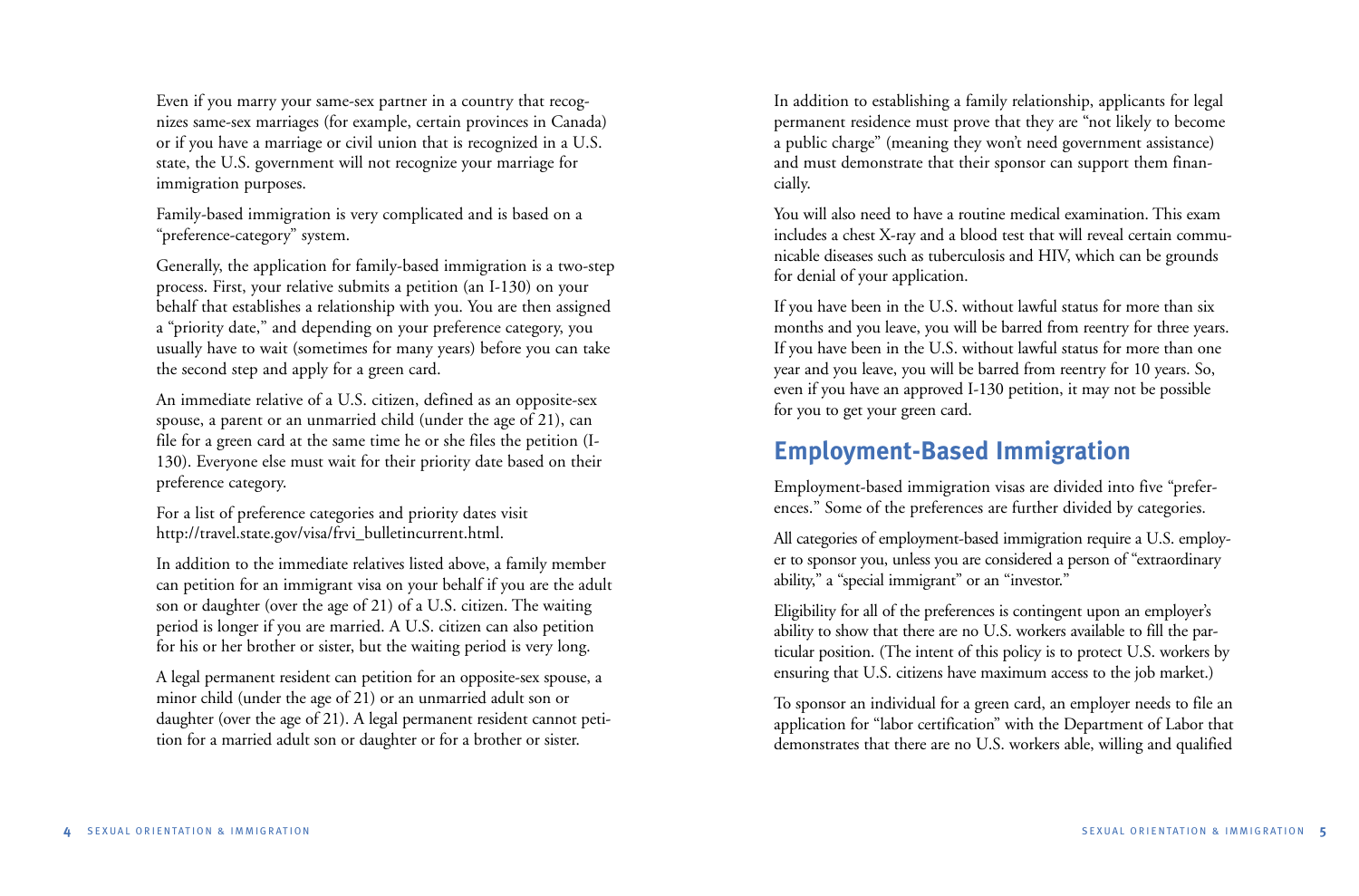Even if you marry your same-sex partner in a country that recognizes same-sex marriages (for example, certain provinces in Canada) or if you have a marriage or civil union that is recognized in a U.S. state, the U.S. government will not recognize your marriage for immigration purposes.

Family-based immigration is very complicated and is based on a "preference-category" system.

Generally, the application for family-based immigration is a two-step process. First, your relative submits a petition (an I-130) on your behalf that establishes a relationship with you. You are then assigned a "priority date," and depending on your preference category, you usually have to wait (sometimes for many years) before you can take the second step and apply for a green card.

An immediate relative of a U.S. citizen, defined as an opposite-sex spouse, a parent or an unmarried child (under the age of 21), can file for a green card at the same time he or she files the petition (I-130). Everyone else must wait for their priority date based on their preference category.

For a list of preference categories and priority dates visit http://travel.state.gov/visa/frvi_bulletincurrent.html.

In addition to the immediate relatives listed above, a family member can petition for an immigrant visa on your behalf if you are the adult son or daughter (over the age of 21) of a U.S. citizen. The waiting period is longer if you are married. A U.S. citizen can also petition for his or her brother or sister, but the waiting period is very long.

A legal permanent resident can petition for an opposite-sex spouse, a minor child (under the age of 21) or an unmarried adult son or daughter (over the age of 21). A legal permanent resident cannot petition for a married adult son or daughter or for a brother or sister.

In addition to establishing a family relationship, applicants for legal permanent residence must prove that they are "not likely to become a public charge" (meaning they won't need government assistance) and must demonstrate that their sponsor can support them financially.

You will also need to have a routine medical examination. This exam includes a chest X-ray and a blood test that will reveal certain communicable diseases such as tuberculosis and HIV, which can be grounds for denial of your application.

If you have been in the U.S. without lawful status for more than six months and you leave, you will be barred from reentry for three years. If you have been in the U.S. without lawful status for more than one year and you leave, you will be barred from reentry for 10 years. So, even if you have an approved I-130 petition, it may not be possible for you to get your green card.

## Employment-Based Immigration

Employment-based immigration visas are divided into five "preferences." Some of the preferences are further divided by categories.

All categories of employment-based immigration require a U.S. employer to sponsor you, unless you are considered a person of "extraordinary ability," a "special immigrant" or an "investor."

Eligibility for all of the preferences is contingent upon an employer's ability to show that there are no U.S. workers available to fill the particular position. (The intent of this policy is to protect U.S. workers by ensuring that U.S. citizens have maximum access to the job market.)

To sponsor an individual for a green card, an employer needs to file an application for "labor certification" with the Department of Labor that demonstrates that there are no U.S. workers able, willing and qualified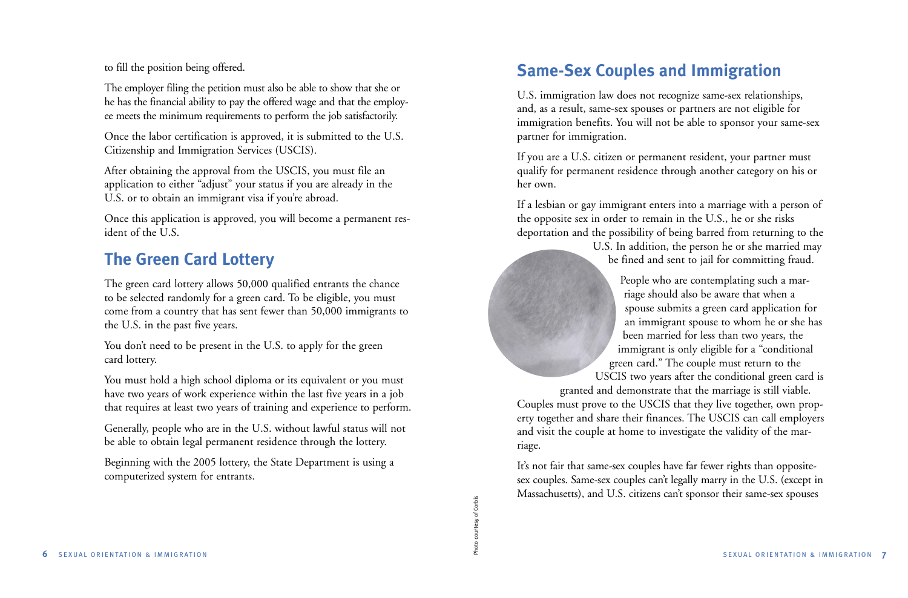to fill the position being offered.

The employer filing the petition must also be able to show that she or he has the financial ability to pay the offered wage and that the employee meets the minimum requirements to perform the job satisfactorily.

Once the labor certification is approved, it is submitted to the U.S. Citizenship and Immigration Services (USCIS).

After obtaining the approval from the USCIS, you must file an application to either "adjust" your status if you are already in the U.S. or to obtain an immigrant visa if you're abroad.

Once this application is approved, you will become a permanent resident of the U.S.

## The Green Card Lottery

The green card lottery allows 50,000 qualified entrants the chance to be selected randomly for a green card. To be eligible, you must come from a country that has sent fewer than 50,000 immigrants to the U.S. in the past five years.

You don't need to be present in the U.S. to apply for the green card lottery.

You must hold a high school diploma or its equivalent or you must have two years of work experience within the last five years in a job that requires at least two years of training and experience to perform.

Generally, people who are in the U.S. without lawful status will not be able to obtain legal permanent residence through the lottery.

Beginning with the 2005 lottery, the State Department is using a computerized system for entrants.

## Same-Sex Couples and Immigration

U.S. immigration law does not recognize same-sex relationships, and, as a result, same-sex spouses or partners are not eligible for immigration benefits. You will not be able to sponsor your same-sex partner for immigration.

If you are a U.S. citizen or permanent resident, your partner must qualify for permanent residence through another category on his or her own.

If a lesbian or gay immigrant enters into a marriage with a person of the opposite sex in order to remain in the U.S., he or she risks deportation and the possibility of being barred from returning to the U.S. In addition, the person he or she married may be fined and sent to jail for committing fraud.

People who are contemplating such a marriage should also be aware that when a spouse submits a green card application for an immigrant spouse to whom he or she has been married for less than two years, the immigrant is only eligible for a "conditional green card." The couple must return to the USCIS two years after the conditional green card is granted and demonstrate that the marriage is still viable. Couples must prove to the USCIS that they live together, own property together and share their finances. The USCIS can call employers and visit the couple at home to investigate the validity of the marriage.

It's not fair that same-sex couples have far fewer rights than opposite-sex couples. Same-sex couples can't legally marry in the U.S. (except in Massachusetts), and U.S. citizens can't sponsor their same-sex spouses

Photo courtesy of Corbis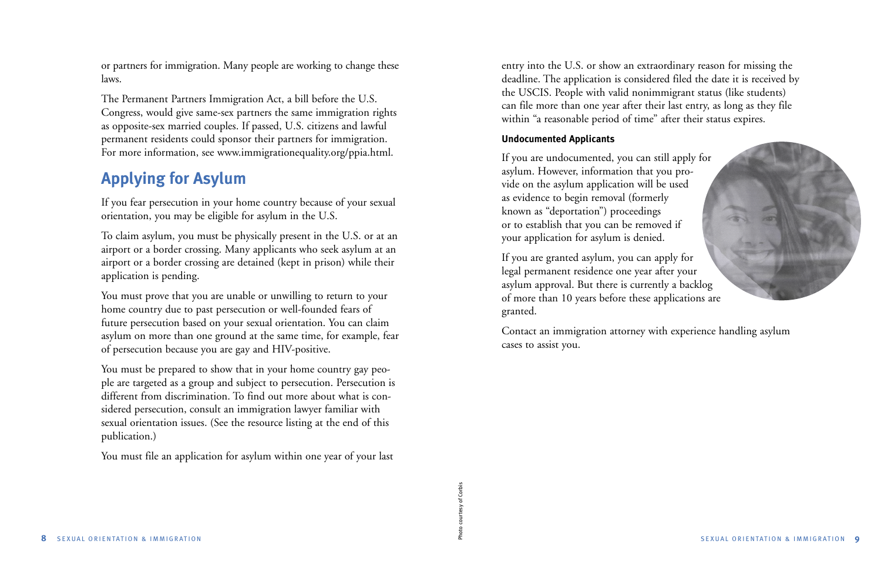or partners for immigration. Many people are working to change these laws.

The Permanent Partners Immigration Act, a bill before the U.S. Congress, would give same-sex partners the same immigration rights as opposite-sex married couples. If passed, U.S. citizens and lawful permanent residents could sponsor their partners for immigration. For more information, see www.immigrationequality.org/ppia.html.

## Applying for Asylum

If you fear persecution in your home country because of your sexual orientation, you may be eligible for asylum in the U.S.

To claim asylum, you must be physically present in the U.S. or at an airport or a border crossing. Many applicants who seek asylum at an airport or a border crossing are detained (kept in prison) while their application is pending.

You must prove that you are unable or unwilling to return to your home country due to past persecution or well-founded fears of future persecution based on your sexual orientation. You can claim asylum on more than one ground at the same time, for example, fear of persecution because you are gay and HIV-positive.

You must be prepared to show that in your home country gay people are targeted as a group and subject to persecution. Persecution is different from discrimination. To find out more about what is considered persecution, consult an immigration lawyer familiar with sexual orientation issues. (See the resource listing at the end of this publication.)

You must file an application for asylum within one year of your last entry into the U.S. or show an extraordinary reason for missing the deadline. The application is considered filed the date it is received by the USCIS. People with valid nonimmigrant status (like students) can file more than one year after their last entry, as long as they file within "a reasonable period of time" after their status expires.

### Undocumented Applicants

If you are undocumented, you can still apply for asylum. However, information that you provide on the asylum application will be used as evidence to begin removal (formerly known as "deportation") proceedings or to establish that you can be removed if your application for asylum is denied.

If you are granted asylum, you can apply for legal permanent residence one year after your asylum approval. But there is currently a backlog of more than 10 years before these applications are granted.

Contact an immigration attorney with experience handling asylum cases to assist you.

Photo courtesy of Corbis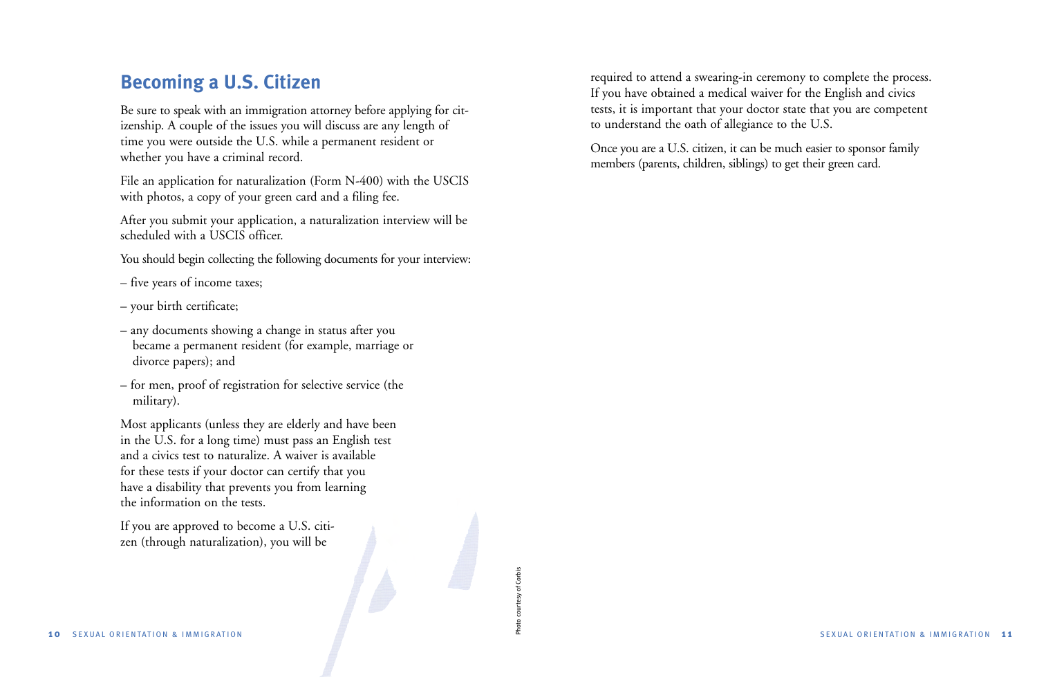## Becoming a U.S. Citizen

Be sure to speak with an immigration attorney before applying for citizenship. A couple of the issues you will discuss are any length of time you were outside the U.S. while a permanent resident or whether you have a criminal record.

File an application for naturalization (Form N-400) with the USCIS with photos, a copy of your green card and a filing fee.

After you submit your application, a naturalization interview will be scheduled with a USCIS officer.

You should begin collecting the following documents for your interview:

– five years of income taxes;

– your birth certificate;

– any documents showing a change in status after you became a permanent resident (for example, marriage or divorce papers); and

– for men, proof of registration for selective service (the military).

Most applicants (unless they are elderly and have been in the U.S. for a long time) must pass an English test and a civics test to naturalize. A waiver is available for these tests if your doctor can certify that you have a disability that prevents you from learning the information on the tests.

If you are approved to become a U.S. citizen (through naturalization), you will be required to attend a swearing-in ceremony to complete the process. If you have obtained a medical waiver for the English and civics tests, it is important that your doctor state that you are competent to understand the oath of allegiance to the U.S.

Once you are a U.S. citizen, it can be much easier to sponsor family members (parents, children, siblings) to get their green card.

Photo courtesy of Corbis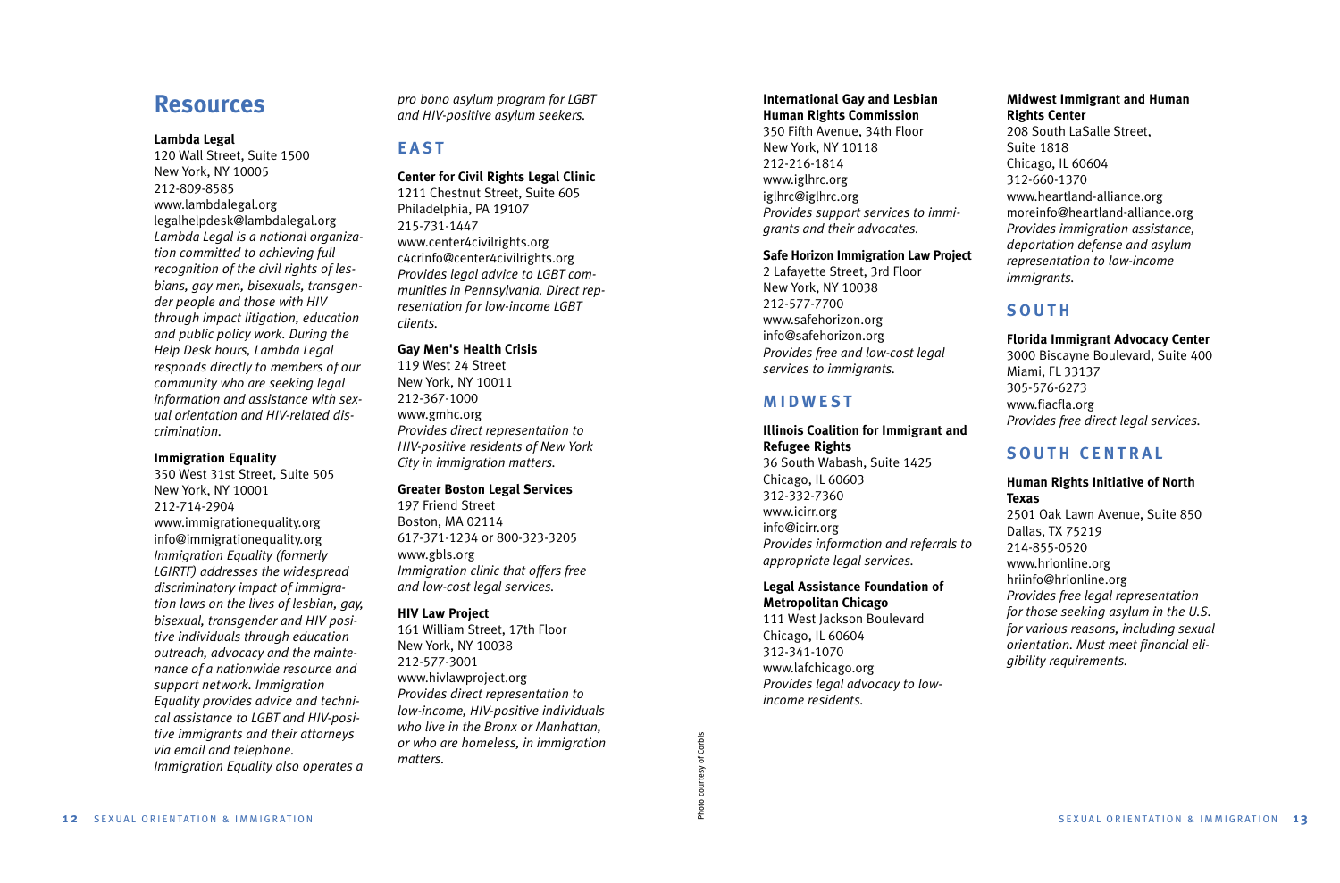# Resources

**Lambda Legal**
120 Wall Street, Suite 1500
New York, NY 10005
212-809-8585
www.lambdalegal.org
legalhelpdesk@lambdalegal.org
*Lambda Legal is a national organization committed to achieving full recognition of the civil rights of lesbians, gay men, bisexuals, transgender people and those with HIV through impact litigation, education and public policy work. During the Help Desk hours, Lambda Legal responds directly to members of our community who are seeking legal information and assistance with sexual orientation and HIV-related discrimination.*

**Immigration Equality**
350 West 31st Street, Suite 505
New York, NY 10001
212-714-2904
www.immigrationequality.org
info@immigrationequality.org
*Immigration Equality (formerly LGIRTF) addresses the widespread discriminatory impact of immigration laws on the lives of lesbian, gay, bisexual, transgender and HIV positive individuals through education outreach, advocacy and the maintenance of a nationwide resource and support network. Immigration Equality provides advice and technical assistance to LGBT and HIV-positive immigrants and their attorneys via email and telephone. Immigration Equality also operates a pro bono asylum program for LGBT and HIV-positive asylum seekers.*

## EAST

**Center for Civil Rights Legal Clinic**
1211 Chestnut Street, Suite 605
Philadelphia, PA 19107
215-731-1447
www.center4civilrights.org
c4crinfo@center4civilrights.org
*Provides legal advice to LGBT communities in Pennsylvania. Direct representation for low-income LGBT clients.*

**Gay Men's Health Crisis**
119 West 24 Street
New York, NY 10011
212-367-1000
www.gmhc.org
*Provides direct representation to HIV-positive residents of New York City in immigration matters.*

**Greater Boston Legal Services**
197 Friend Street
Boston, MA 02114
617-371-1234 or 800-323-3205
www.gbls.org
*Immigration clinic that offers free and low-cost legal services.*

**HIV Law Project**
161 William Street, 17th Floor
New York, NY 10038
212-577-3001
www.hivlawproject.org
*Provides direct representation to low-income, HIV-positive individuals who live in the Bronx or Manhattan, or who are homeless, in immigration matters.*

**International Gay and Lesbian Human Rights Commission**
350 Fifth Avenue, 34th Floor
New York, NY 10118
212-216-1814
www.iglhrc.org
iglhrc@iglhrc.org
*Provides support services to immigrants and their advocates.*

**Safe Horizon Immigration Law Project**
2 Lafayette Street, 3rd Floor
New York, NY 10038
212-577-7700
www.safehorizon.org
info@safehorizon.org
*Provides free and low-cost legal services to immigrants.*

## MIDWEST

**Illinois Coalition for Immigrant and Refugee Rights**
36 South Wabash, Suite 1425
Chicago, IL 60603
312-332-7360
www.icirr.org
info@icirr.org
*Provides information and referrals to appropriate legal services.*

**Legal Assistance Foundation of Metropolitan Chicago**
111 West Jackson Boulevard
Chicago, IL 60604
312-341-1070
www.lafchicago.org
*Provides legal advocacy to low-income residents.*

Photo courtesy of Corbis

**Midwest Immigrant and Human Rights Center**
208 South LaSalle Street, Suite 1818
Chicago, IL 60604
312-660-1370
www.heartland-alliance.org
moreinfo@heartland-alliance.org
*Provides immigration assistance, deportation defense and asylum representation to low-income immigrants.*

## SOUTH

**Florida Immigrant Advocacy Center**
3000 Biscayne Boulevard, Suite 400
Miami, FL 33137
305-576-6273
www.fiacfla.org
*Provides free direct legal services.*

## SOUTH CENTRAL

**Human Rights Initiative of North Texas**
2501 Oak Lawn Avenue, Suite 850
Dallas, TX 75219
214-855-0520
www.hrionline.org
hriinfo@hrionline.org
*Provides free legal representation for those seeking asylum in the U.S. for various reasons, including sexual orientation. Must meet financial eligibility requirements.*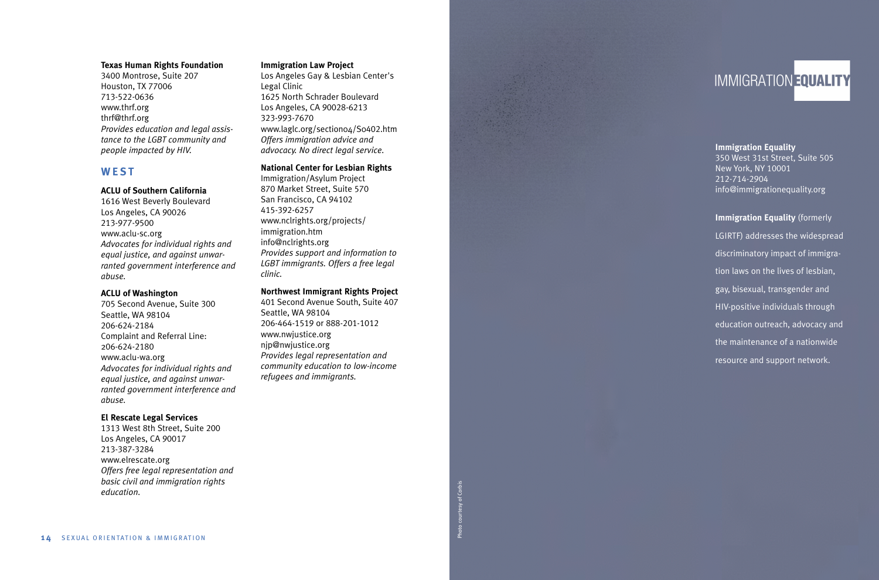**Texas Human Rights Foundation**
3400 Montrose, Suite 207
Houston, TX 77006
713-522-0636
www.thrf.org
thrf@thrf.org
*Provides education and legal assistance to the LGBT community and people impacted by HIV.*

## WEST

**ACLU of Southern California**
1616 West Beverly Boulevard
Los Angeles, CA 90026
213-977-9500
www.aclu-sc.org
*Advocates for individual rights and equal justice, and against unwarranted government interference and abuse.*

**ACLU of Washington**
705 Second Avenue, Suite 300
Seattle, WA 98104
206-624-2184
Complaint and Referral Line:
206-624-2180
www.aclu-wa.org
*Advocates for individual rights and equal justice, and against unwarranted government interference and abuse.*

**El Rescate Legal Services**
1313 West 8th Street, Suite 200
Los Angeles, CA 90017
213-387-3284
www.elrescate.org
*Offers free legal representation and basic civil and immigration rights education.*

**Immigration Law Project**
Los Angeles Gay & Lesbian Center's Legal Clinic
1625 North Schrader Boulevard
Los Angeles, CA 90028-6213
323-993-7670
www.laglc.org/section04/S0402.htm
*Offers immigration advice and advocacy. No direct legal service.*

**National Center for Lesbian Rights**
Immigration/Asylum Project
870 Market Street, Suite 570
San Francisco, CA 94102
415-392-6257
www.nclrights.org/projects/immigration.htm
info@nclrights.org
*Provides support and information to LGBT immigrants. Offers a free legal clinic.*

**Northwest Immigrant Rights Project**
401 Second Avenue South, Suite 407
Seattle, WA 98104
206-464-1519 or 888-201-1012
www.nwjustice.org
njp@nwjustice.org
*Provides legal representation and community education to low-income refugees and immigrants.*

Photo courtesy of Corbis

IMMIGRATION **EQUALITY**

**Immigration Equality**
350 West 31st Street, Suite 505
New York, NY 10001
212-714-2904
info@immigrationequality.org

**Immigration Equality** (formerly LGIRTF) addresses the widespread discriminatory impact of immigration laws on the lives of lesbian, gay, bisexual, transgender and HIV-positive individuals through education outreach, advocacy and the maintenance of a nationwide resource and support network.